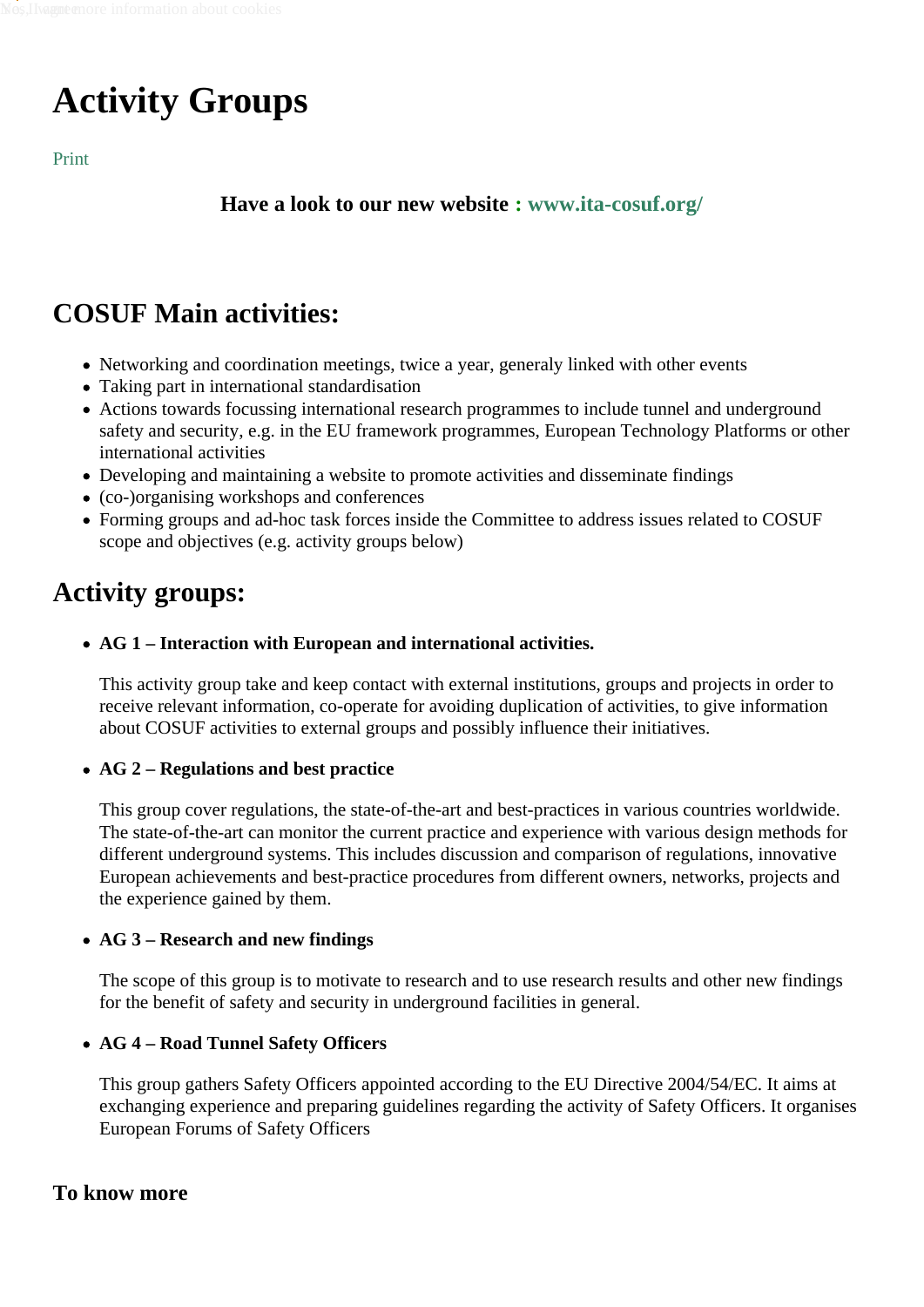# Activity Groups

Print

**Have a look to our new website : www.ita-cosuf.org/**

## COSUF Main activities:

- Networking and coordination meetings, twice a year, generaly linked with other events
- Taking part in international standardisation
- Actions towards focussing international research programmes to include tunnel and underground safety and security, e.g. in the EU framework programmes, European Technology Platforms or other international activities
- Developing and maintaining a website to promote activities and disseminate findings
- (co-)organising workshops and conferences
- Forming groups and ad-hoc task forces inside the Committee to address issues related to COSUF scope and objectives (e.g. activity groups below)

## Activity groups:

- **AG 1 – Interaction with European and international activities.**

  This activity group take and keep contact with external institutions, groups and projects in order to receive relevant information, co-operate for avoiding duplication of activities, to give information about COSUF activities to external groups and possibly influence their initiatives.

- **AG 2 – Regulations and best practice**

  This group cover regulations, the state-of-the-art and best-practices in various countries worldwide. The state-of-the-art can monitor the current practice and experience with various design methods for different underground systems. This includes discussion and comparison of regulations, innovative European achievements and best-practice procedures from different owners, networks, projects and the experience gained by them.

- **AG 3 – Research and new findings**

  The scope of this group is to motivate to research and to use research results and other new findings for the benefit of safety and security in underground facilities in general.

- **AG 4 – Road Tunnel Safety Officers**

  This group gathers Safety Officers appointed according to the EU Directive 2004/54/EC. It aims at exchanging experience and preparing guidelines regarding the activity of Safety Officers. It organises European Forums of Safety Officers

### To know more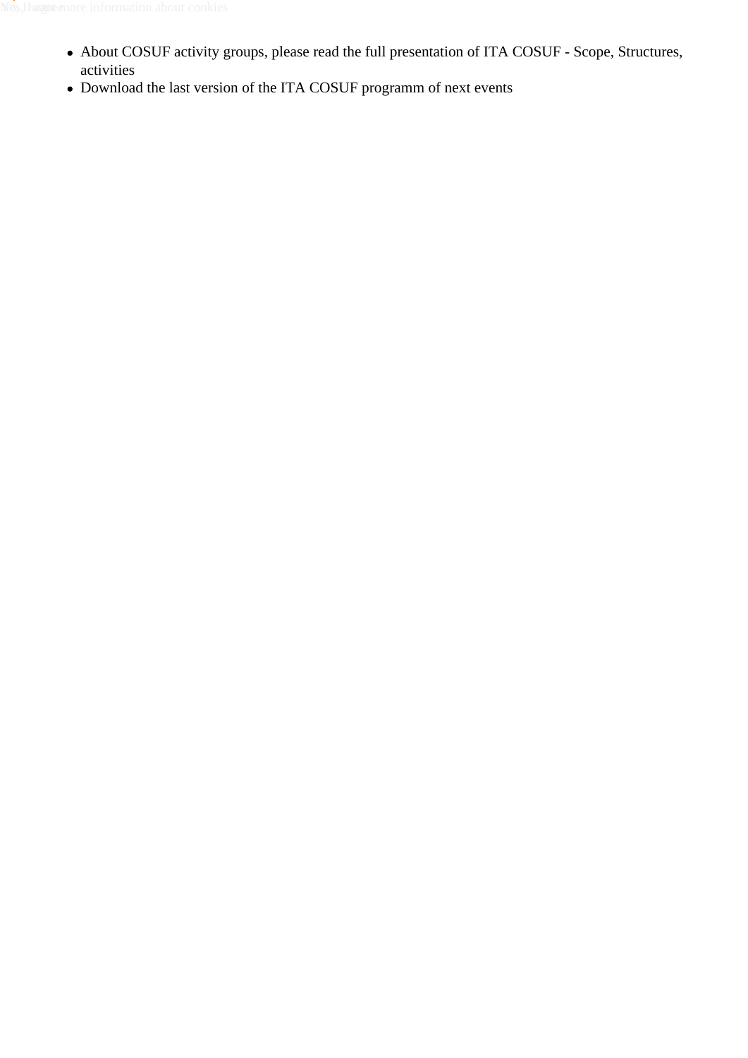- About COSUF activity groups, please read the full presentation of ITA COSUF - Scope, Structures, activities
- Download the last version of the ITA COSUF programm of next events